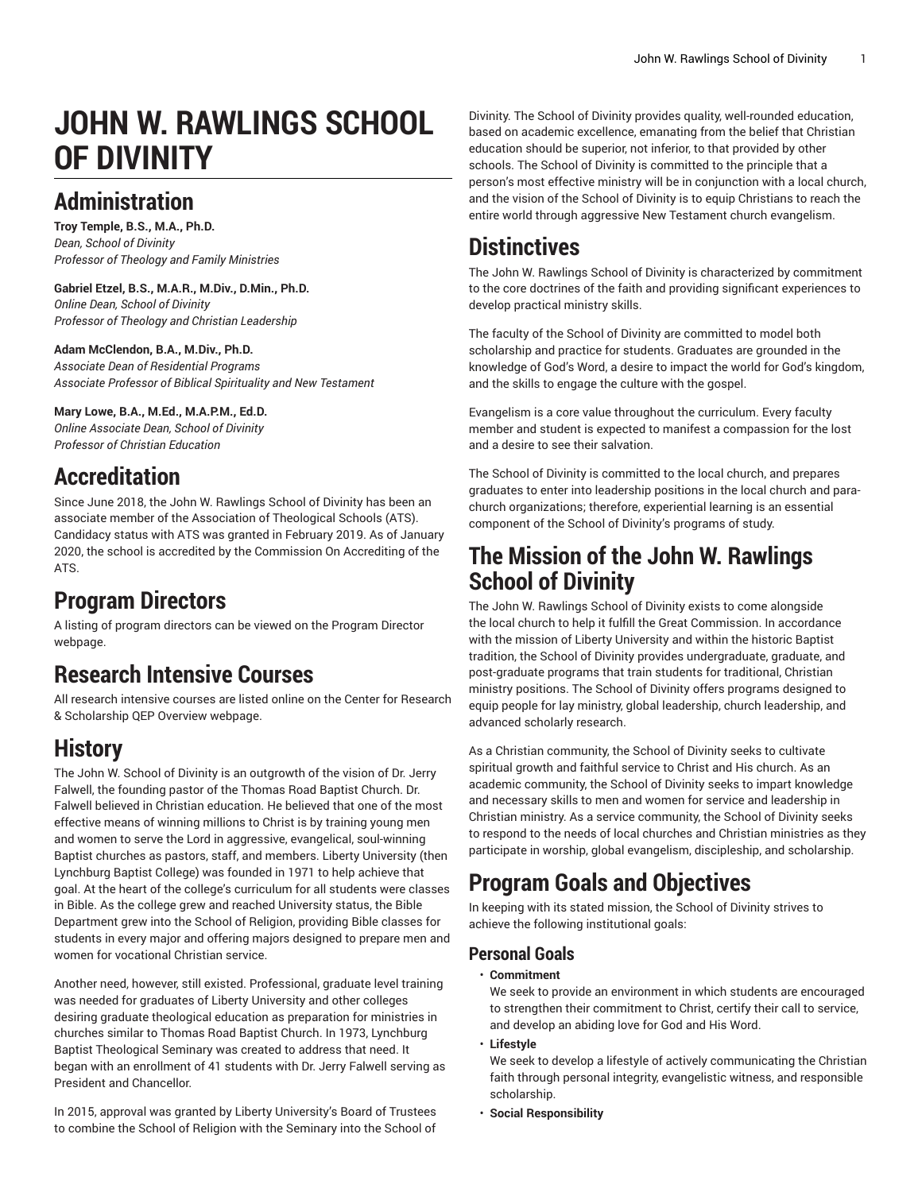# JOHN W. RAWLINGS SCHOOL OF DIVINITY

## Administration

**Troy Temple, B.S., M.A., Ph.D.**
*Dean, School of Divinity*
*Professor of Theology and Family Ministries*

**Gabriel Etzel, B.S., M.A.R., M.Div., D.Min., Ph.D.**
*Online Dean, School of Divinity*
*Professor of Theology and Christian Leadership*

**Adam McClendon, B.A., M.Div., Ph.D.**
*Associate Dean of Residential Programs*
*Associate Professor of Biblical Spirituality and New Testament*

**Mary Lowe, B.A., M.Ed., M.A.P.M., Ed.D.**
*Online Associate Dean, School of Divinity*
*Professor of Christian Education*

## Accreditation

Since June 2018, the John W. Rawlings School of Divinity has been an associate member of the Association of Theological Schools (ATS). Candidacy status with ATS was granted in February 2019. As of January 2020, the school is accredited by the Commission On Accrediting of the ATS.

## Program Directors

A listing of program directors can be viewed on the Program Director webpage.

## Research Intensive Courses

All research intensive courses are listed online on the Center for Research & Scholarship QEP Overview webpage.

## History

The John W. School of Divinity is an outgrowth of the vision of Dr. Jerry Falwell, the founding pastor of the Thomas Road Baptist Church. Dr. Falwell believed in Christian education. He believed that one of the most effective means of winning millions to Christ is by training young men and women to serve the Lord in aggressive, evangelical, soul-winning Baptist churches as pastors, staff, and members. Liberty University (then Lynchburg Baptist College) was founded in 1971 to help achieve that goal. At the heart of the college's curriculum for all students were classes in Bible. As the college grew and reached University status, the Bible Department grew into the School of Religion, providing Bible classes for students in every major and offering majors designed to prepare men and women for vocational Christian service.

Another need, however, still existed. Professional, graduate level training was needed for graduates of Liberty University and other colleges desiring graduate theological education as preparation for ministries in churches similar to Thomas Road Baptist Church. In 1973, Lynchburg Baptist Theological Seminary was created to address that need. It began with an enrollment of 41 students with Dr. Jerry Falwell serving as President and Chancellor.

In 2015, approval was granted by Liberty University's Board of Trustees to combine the School of Religion with the Seminary into the School of Divinity. The School of Divinity provides quality, well-rounded education, based on academic excellence, emanating from the belief that Christian education should be superior, not inferior, to that provided by other schools. The School of Divinity is committed to the principle that a person's most effective ministry will be in conjunction with a local church, and the vision of the School of Divinity is to equip Christians to reach the entire world through aggressive New Testament church evangelism.

## Distinctives

The John W. Rawlings School of Divinity is characterized by commitment to the core doctrines of the faith and providing significant experiences to develop practical ministry skills.

The faculty of the School of Divinity are committed to model both scholarship and practice for students. Graduates are grounded in the knowledge of God's Word, a desire to impact the world for God's kingdom, and the skills to engage the culture with the gospel.

Evangelism is a core value throughout the curriculum. Every faculty member and student is expected to manifest a compassion for the lost and a desire to see their salvation.

The School of Divinity is committed to the local church, and prepares graduates to enter into leadership positions in the local church and para-church organizations; therefore, experiential learning is an essential component of the School of Divinity's programs of study.

## The Mission of the John W. Rawlings School of Divinity

The John W. Rawlings School of Divinity exists to come alongside the local church to help it fulfill the Great Commission. In accordance with the mission of Liberty University and within the historic Baptist tradition, the School of Divinity provides undergraduate, graduate, and post-graduate programs that train students for traditional, Christian ministry positions. The School of Divinity offers programs designed to equip people for lay ministry, global leadership, church leadership, and advanced scholarly research.

As a Christian community, the School of Divinity seeks to cultivate spiritual growth and faithful service to Christ and His church. As an academic community, the School of Divinity seeks to impart knowledge and necessary skills to men and women for service and leadership in Christian ministry. As a service community, the School of Divinity seeks to respond to the needs of local churches and Christian ministries as they participate in worship, global evangelism, discipleship, and scholarship.

## Program Goals and Objectives

In keeping with its stated mission, the School of Divinity strives to achieve the following institutional goals:

### Personal Goals

- **Commitment**
  We seek to provide an environment in which students are encouraged to strengthen their commitment to Christ, certify their call to service, and develop an abiding love for God and His Word.
- **Lifestyle**
  We seek to develop a lifestyle of actively communicating the Christian faith through personal integrity, evangelistic witness, and responsible scholarship.
- **Social Responsibility**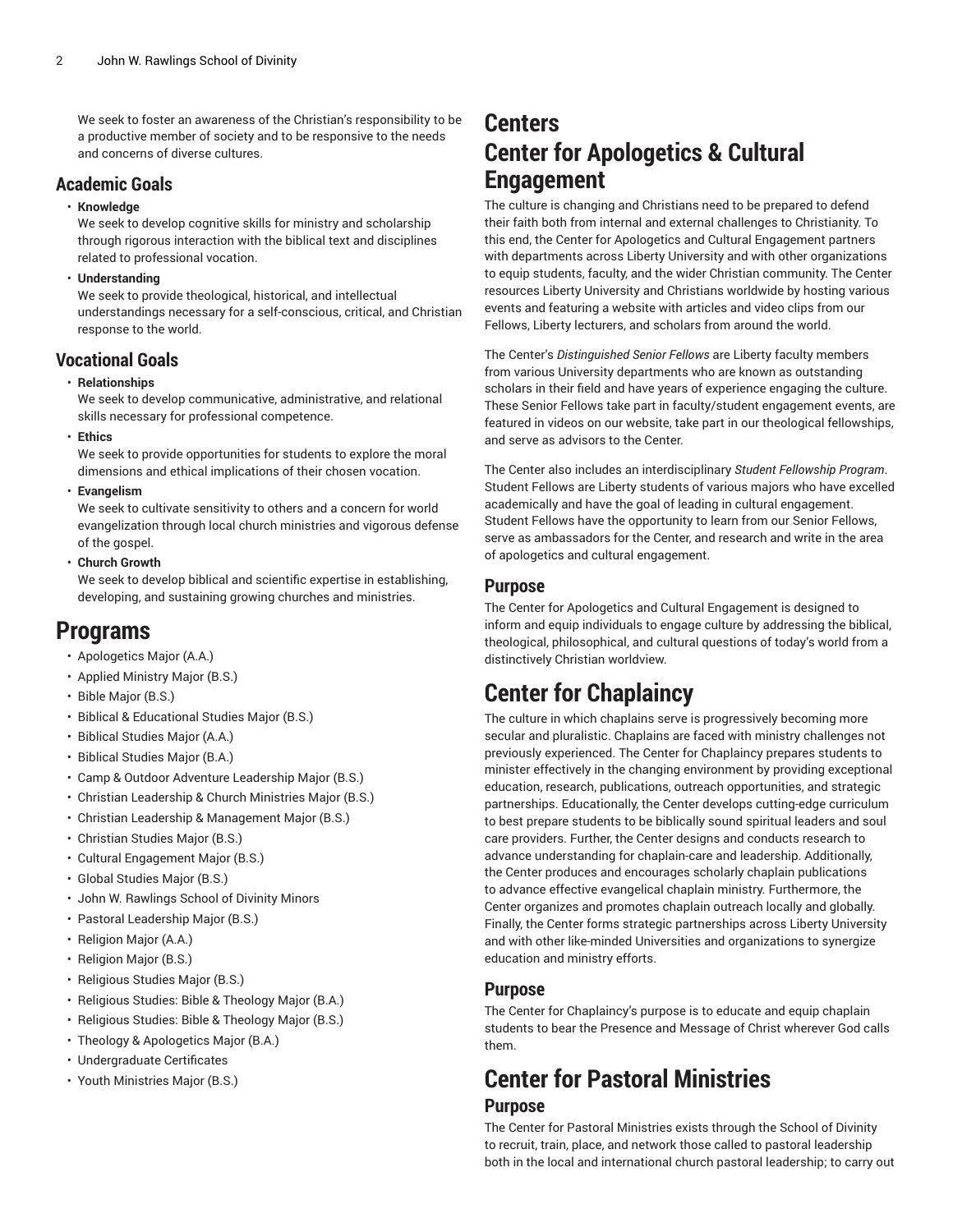We seek to foster an awareness of the Christian's responsibility to be a productive member of society and to be responsive to the needs and concerns of diverse cultures.

## Academic Goals

- **Knowledge**
  We seek to develop cognitive skills for ministry and scholarship through rigorous interaction with the biblical text and disciplines related to professional vocation.
- **Understanding**
  We seek to provide theological, historical, and intellectual understandings necessary for a self-conscious, critical, and Christian response to the world.

## Vocational Goals

- **Relationships**
  We seek to develop communicative, administrative, and relational skills necessary for professional competence.
- **Ethics**
  We seek to provide opportunities for students to explore the moral dimensions and ethical implications of their chosen vocation.
- **Evangelism**
  We seek to cultivate sensitivity to others and a concern for world evangelization through local church ministries and vigorous defense of the gospel.
- **Church Growth**
  We seek to develop biblical and scientific expertise in establishing, developing, and sustaining growing churches and ministries.

# Programs

- Apologetics Major (A.A.)
- Applied Ministry Major (B.S.)
- Bible Major (B.S.)
- Biblical & Educational Studies Major (B.S.)
- Biblical Studies Major (A.A.)
- Biblical Studies Major (B.A.)
- Camp & Outdoor Adventure Leadership Major (B.S.)
- Christian Leadership & Church Ministries Major (B.S.)
- Christian Leadership & Management Major (B.S.)
- Christian Studies Major (B.S.)
- Cultural Engagement Major (B.S.)
- Global Studies Major (B.S.)
- John W. Rawlings School of Divinity Minors
- Pastoral Leadership Major (B.S.)
- Religion Major (A.A.)
- Religion Major (B.S.)
- Religious Studies Major (B.S.)
- Religious Studies: Bible & Theology Major (B.A.)
- Religious Studies: Bible & Theology Major (B.S.)
- Theology & Apologetics Major (B.A.)
- Undergraduate Certificates
- Youth Ministries Major (B.S.)

# Centers

# Center for Apologetics & Cultural Engagement

The culture is changing and Christians need to be prepared to defend their faith both from internal and external challenges to Christianity. To this end, the Center for Apologetics and Cultural Engagement partners with departments across Liberty University and with other organizations to equip students, faculty, and the wider Christian community. The Center resources Liberty University and Christians worldwide by hosting various events and featuring a website with articles and video clips from our Fellows, Liberty lecturers, and scholars from around the world.

The Center's *Distinguished Senior Fellows* are Liberty faculty members from various University departments who are known as outstanding scholars in their field and have years of experience engaging the culture. These Senior Fellows take part in faculty/student engagement events, are featured in videos on our website, take part in our theological fellowships, and serve as advisors to the Center.

The Center also includes an interdisciplinary *Student Fellowship Program*. Student Fellows are Liberty students of various majors who have excelled academically and have the goal of leading in cultural engagement. Student Fellows have the opportunity to learn from our Senior Fellows, serve as ambassadors for the Center, and research and write in the area of apologetics and cultural engagement.

## Purpose

The Center for Apologetics and Cultural Engagement is designed to inform and equip individuals to engage culture by addressing the biblical, theological, philosophical, and cultural questions of today's world from a distinctively Christian worldview.

# Center for Chaplaincy

The culture in which chaplains serve is progressively becoming more secular and pluralistic. Chaplains are faced with ministry challenges not previously experienced. The Center for Chaplaincy prepares students to minister effectively in the changing environment by providing exceptional education, research, publications, outreach opportunities, and strategic partnerships. Educationally, the Center develops cutting-edge curriculum to best prepare students to be biblically sound spiritual leaders and soul care providers. Further, the Center designs and conducts research to advance understanding for chaplain-care and leadership. Additionally, the Center produces and encourages scholarly chaplain publications to advance effective evangelical chaplain ministry. Furthermore, the Center organizes and promotes chaplain outreach locally and globally. Finally, the Center forms strategic partnerships across Liberty University and with other like-minded Universities and organizations to synergize education and ministry efforts.

## Purpose

The Center for Chaplaincy's purpose is to educate and equip chaplain students to bear the Presence and Message of Christ wherever God calls them.

# Center for Pastoral Ministries

## Purpose

The Center for Pastoral Ministries exists through the School of Divinity to recruit, train, place, and network those called to pastoral leadership both in the local and international church pastoral leadership; to carry out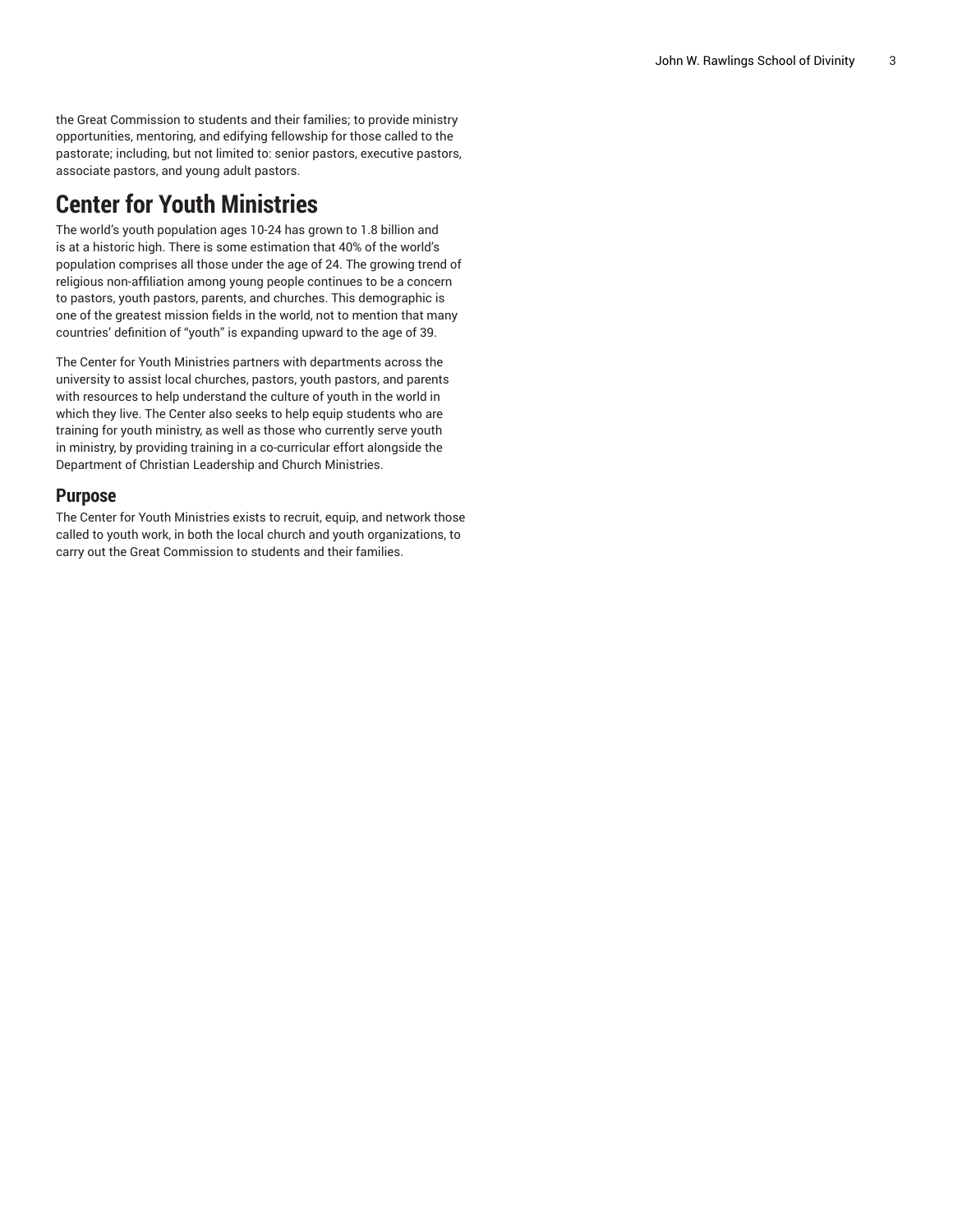the Great Commission to students and their families; to provide ministry opportunities, mentoring, and edifying fellowship for those called to the pastorate; including, but not limited to: senior pastors, executive pastors, associate pastors, and young adult pastors.

## Center for Youth Ministries

The world's youth population ages 10-24 has grown to 1.8 billion and is at a historic high. There is some estimation that 40% of the world's population comprises all those under the age of 24. The growing trend of religious non-affiliation among young people continues to be a concern to pastors, youth pastors, parents, and churches. This demographic is one of the greatest mission fields in the world, not to mention that many countries' definition of "youth" is expanding upward to the age of 39.

The Center for Youth Ministries partners with departments across the university to assist local churches, pastors, youth pastors, and parents with resources to help understand the culture of youth in the world in which they live. The Center also seeks to help equip students who are training for youth ministry, as well as those who currently serve youth in ministry, by providing training in a co-curricular effort alongside the Department of Christian Leadership and Church Ministries.

### Purpose

The Center for Youth Ministries exists to recruit, equip, and network those called to youth work, in both the local church and youth organizations, to carry out the Great Commission to students and their families.